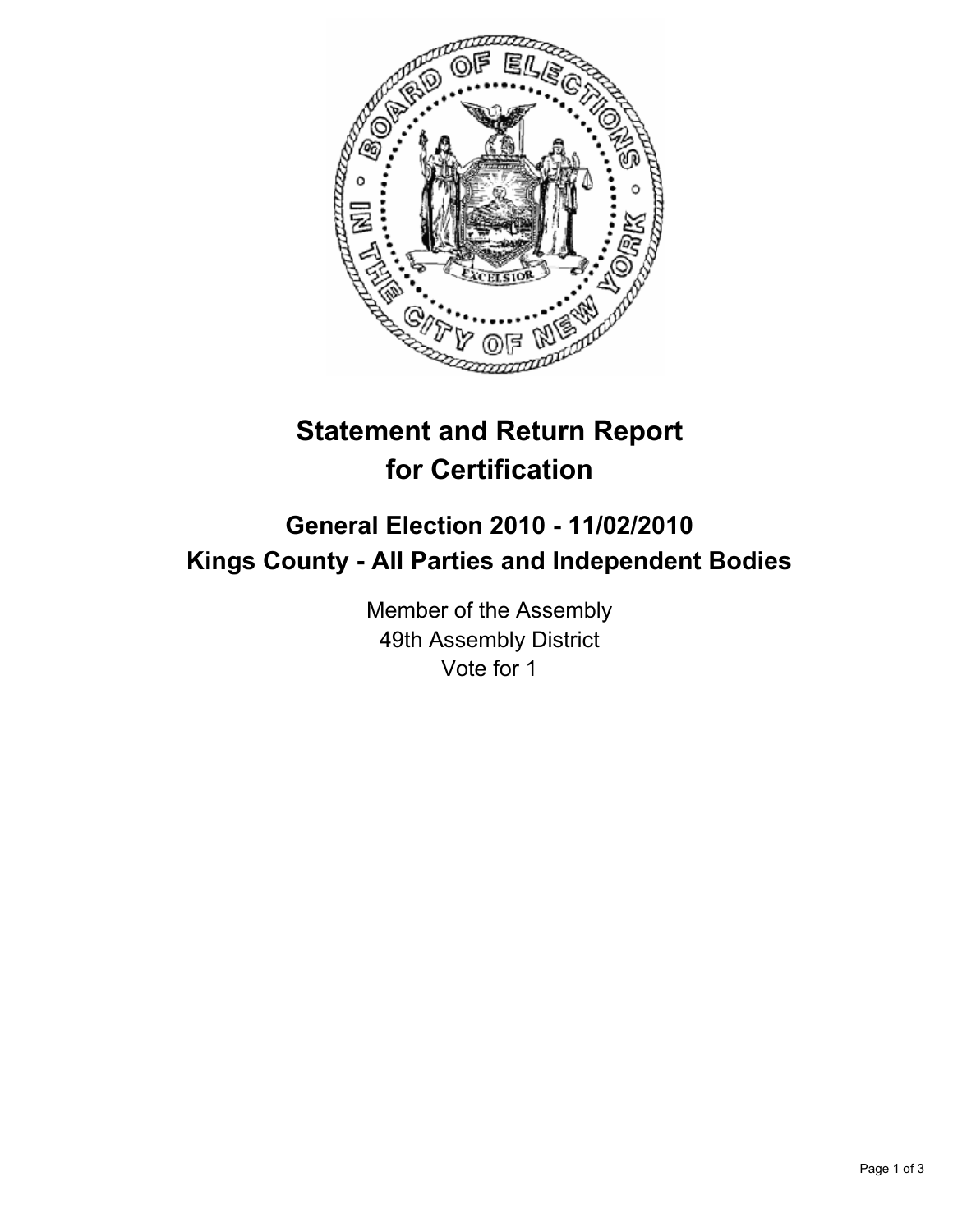# Statement and Return Report for Certification

## General Election 2010 - 11/02/2010
## Kings County - All Parties and Independent Bodies

Member of the Assembly
49th Assembly District
Vote for 1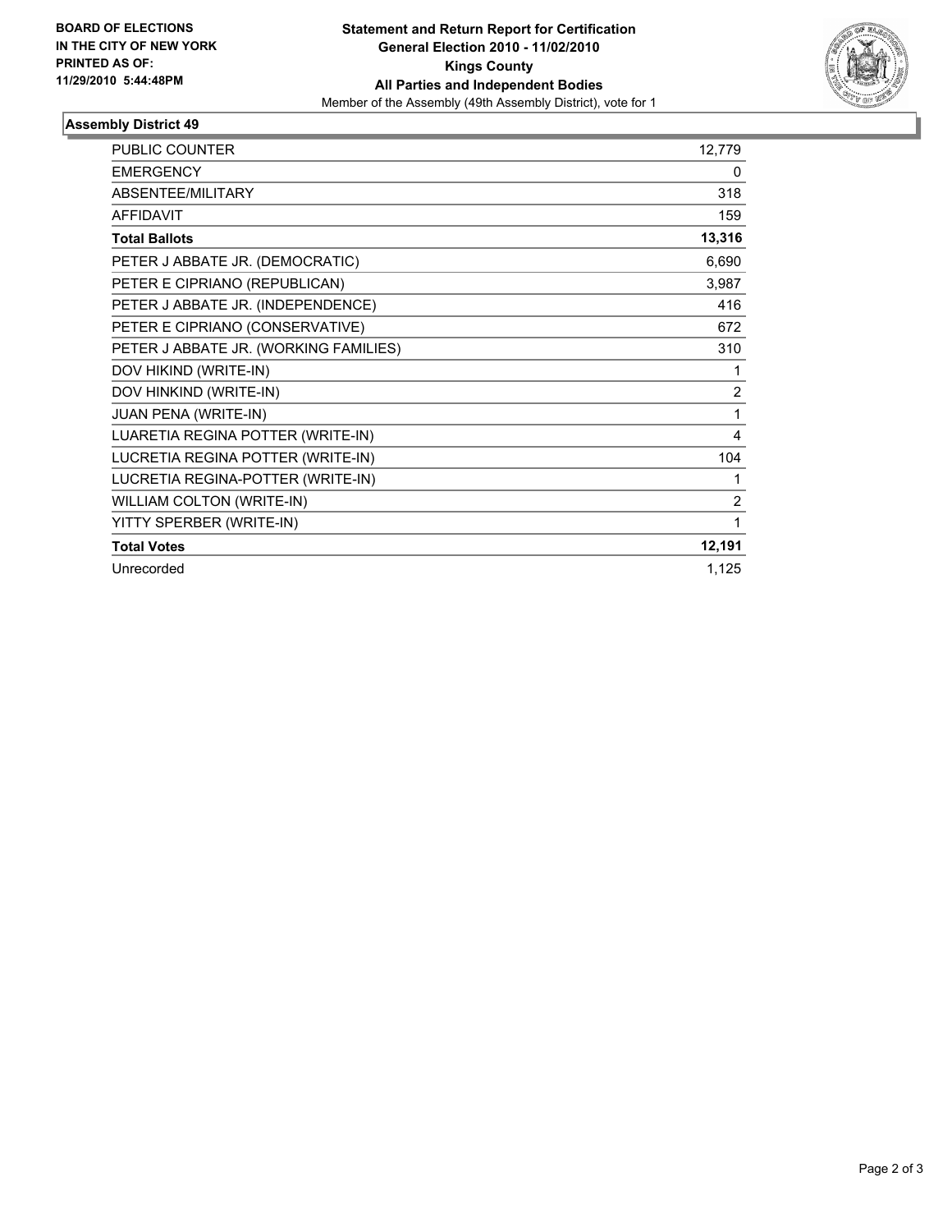**BOARD OF ELECTIONS IN THE CITY OF NEW YORK PRINTED AS OF: 11/29/2010 5:44:48PM**

**Statement and Return Report for Certification**
**General Election 2010 - 11/02/2010**
**Kings County**
**All Parties and Independent Bodies**
Member of the Assembly (49th Assembly District), vote for 1

## Assembly District 49

| | |
|---|---|
| PUBLIC COUNTER | 12,779 |
| EMERGENCY | 0 |
| ABSENTEE/MILITARY | 318 |
| AFFIDAVIT | 159 |
| **Total Ballots** | **13,316** |
| PETER J ABBATE JR. (DEMOCRATIC) | 6,690 |
| PETER E CIPRIANO (REPUBLICAN) | 3,987 |
| PETER J ABBATE JR. (INDEPENDENCE) | 416 |
| PETER E CIPRIANO (CONSERVATIVE) | 672 |
| PETER J ABBATE JR. (WORKING FAMILIES) | 310 |
| DOV HIKIND (WRITE-IN) | 1 |
| DOV HINKIND (WRITE-IN) | 2 |
| JUAN PENA (WRITE-IN) | 1 |
| LUARETIA REGINA POTTER (WRITE-IN) | 4 |
| LUCRETIA REGINA POTTER (WRITE-IN) | 104 |
| LUCRETIA REGINA-POTTER (WRITE-IN) | 1 |
| WILLIAM COLTON (WRITE-IN) | 2 |
| YITTY SPERBER (WRITE-IN) | 1 |
| **Total Votes** | **12,191** |
| Unrecorded | 1,125 |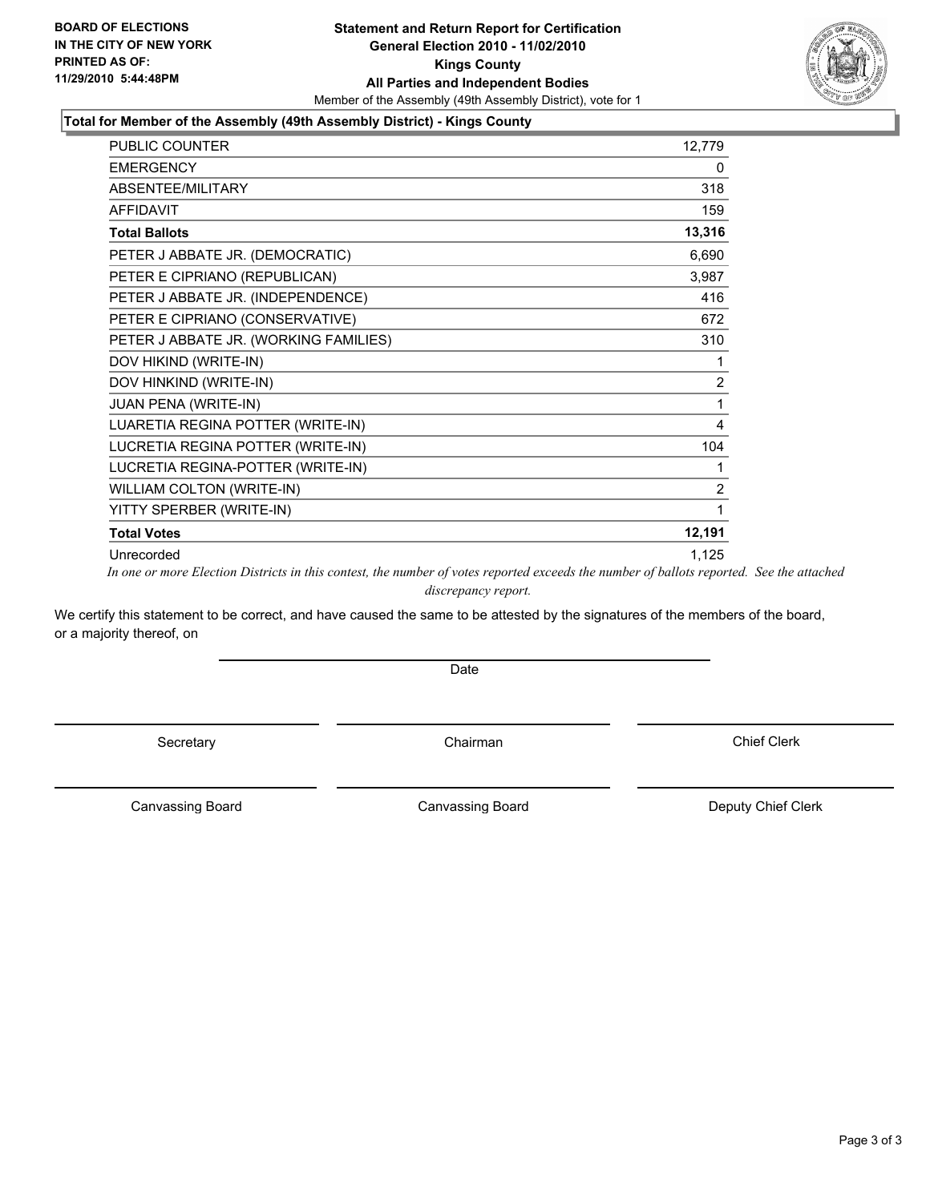**BOARD OF ELECTIONS IN THE CITY OF NEW YORK PRINTED AS OF: 11/29/2010 5:44:48PM**

**Statement and Return Report for Certification General Election 2010 - 11/02/2010 Kings County All Parties and Independent Bodies**

Member of the Assembly (49th Assembly District), vote for 1

**Total for Member of the Assembly (49th Assembly District) - Kings County**

| | |
|---|---|
| PUBLIC COUNTER | 12,779 |
| EMERGENCY | 0 |
| ABSENTEE/MILITARY | 318 |
| AFFIDAVIT | 159 |
| **Total Ballots** | **13,316** |
| PETER J ABBATE JR. (DEMOCRATIC) | 6,690 |
| PETER E CIPRIANO (REPUBLICAN) | 3,987 |
| PETER J ABBATE JR. (INDEPENDENCE) | 416 |
| PETER E CIPRIANO (CONSERVATIVE) | 672 |
| PETER J ABBATE JR. (WORKING FAMILIES) | 310 |
| DOV HIKIND (WRITE-IN) | 1 |
| DOV HINKIND (WRITE-IN) | 2 |
| JUAN PENA (WRITE-IN) | 1 |
| LUARETIA REGINA POTTER (WRITE-IN) | 4 |
| LUCRETIA REGINA POTTER (WRITE-IN) | 104 |
| LUCRETIA REGINA-POTTER (WRITE-IN) | 1 |
| WILLIAM COLTON (WRITE-IN) | 2 |
| YITTY SPERBER (WRITE-IN) | 1 |
| **Total Votes** | **12,191** |
| Unrecorded | 1,125 |

*In one or more Election Districts in this contest, the number of votes reported exceeds the number of ballots reported. See the attached discrepancy report.*

We certify this statement to be correct, and have caused the same to be attested by the signatures of the members of the board, or a majority thereof, on

Date

Secretary | Chairman | Chief Clerk

Canvassing Board | Canvassing Board | Deputy Chief Clerk